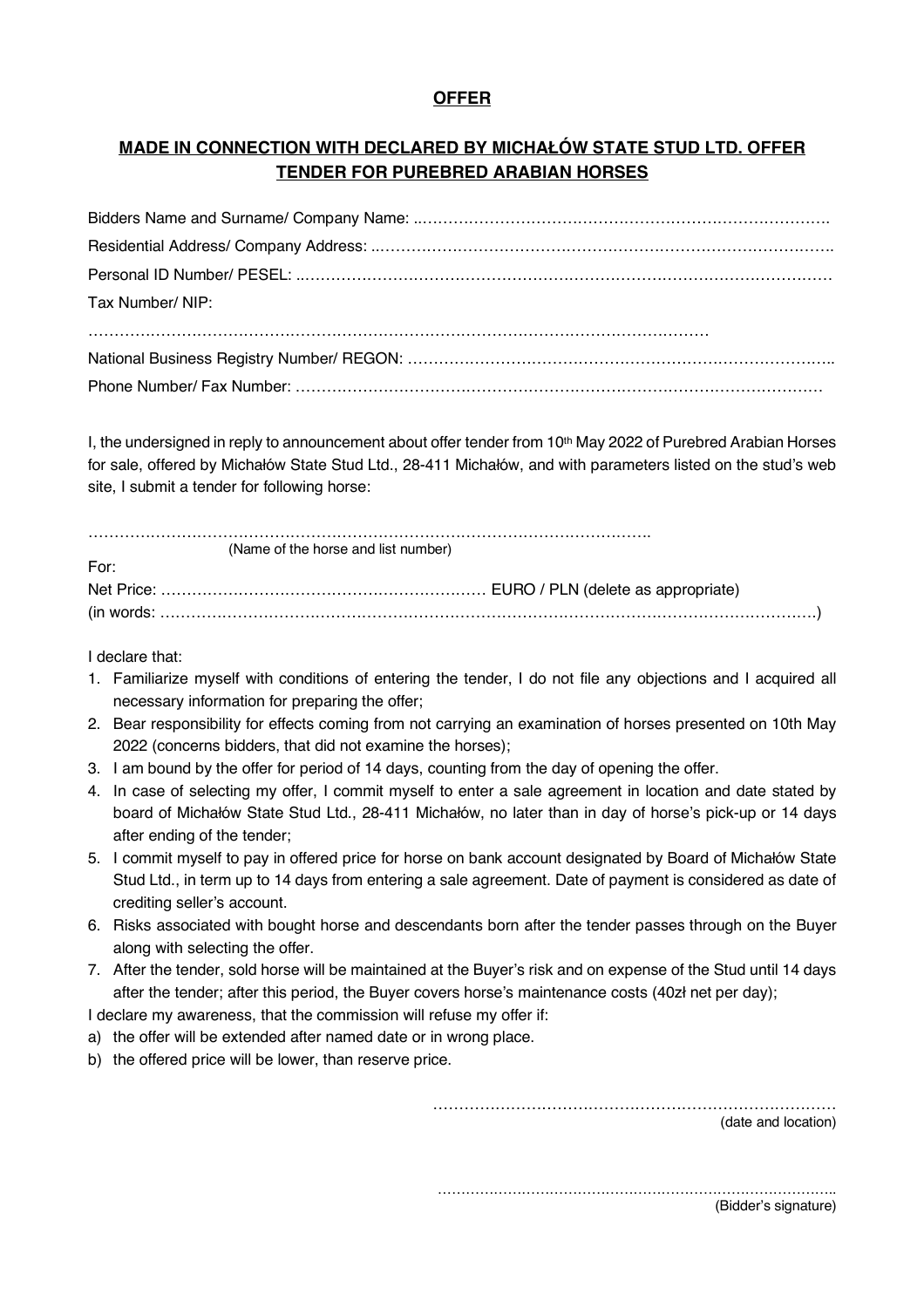**OFFER**

**MADE IN CONNECTION WITH DECLARED BY MICHAŁÓW STATE STUD LTD. OFFER TENDER FOR PUREBRED ARABIAN HORSES**

Bidders Name and Surname/ Company Name: ..…………………………………………………………………….

Residential Address/ Company Address: ..……………………………………………………………………….

Personal ID Number/ PESEL: ..…………………………………………………………………………………

Tax Number/ NIP:

……………………………………………………………………………………………………

National Business Registry Number/ REGON: ………………………………………………………………..

Phone Number/ Fax Number: …………………………………………………………………………………

I, the undersigned in reply to announcement about offer tender from 10th May 2022 of Purebred Arabian Horses for sale, offered by Michałów State Stud Ltd., 28-411 Michałów, and with parameters listed on the stud's web site, I submit a tender for following horse:

……………………………………………………………………………………………….

(Name of the horse and list number)

For:

Net Price: ……………………………………………………… EURO / PLN (delete as appropriate)

(in words: …………………………………………………………………………………………………………)

I declare that:

1. Familiarize myself with conditions of entering the tender, I do not file any objections and I acquired all necessary information for preparing the offer;
2. Bear responsibility for effects coming from not carrying an examination of horses presented on 10th May 2022 (concerns bidders, that did not examine the horses);
3. I am bound by the offer for period of 14 days, counting from the day of opening the offer.
4. In case of selecting my offer, I commit myself to enter a sale agreement in location and date stated by board of Michałów State Stud Ltd., 28-411 Michałów, no later than in day of horse's pick-up or 14 days after ending of the tender;
5. I commit myself to pay in offered price for horse on bank account designated by Board of Michałów State Stud Ltd., in term up to 14 days from entering a sale agreement. Date of payment is considered as date of crediting seller's account.
6. Risks associated with bought horse and descendants born after the tender passes through on the Buyer along with selecting the offer.
7. After the tender, sold horse will be maintained at the Buyer's risk and on expense of the Stud until 14 days after the tender; after this period, the Buyer covers horse's maintenance costs (40zł net per day);

I declare my awareness, that the commission will refuse my offer if:

a) the offer will be extended after named date or in wrong place.
b) the offered price will be lower, than reserve price.

……………………………………………………………………

(date and location)

………………………………………………………………………..

(Bidder's signature)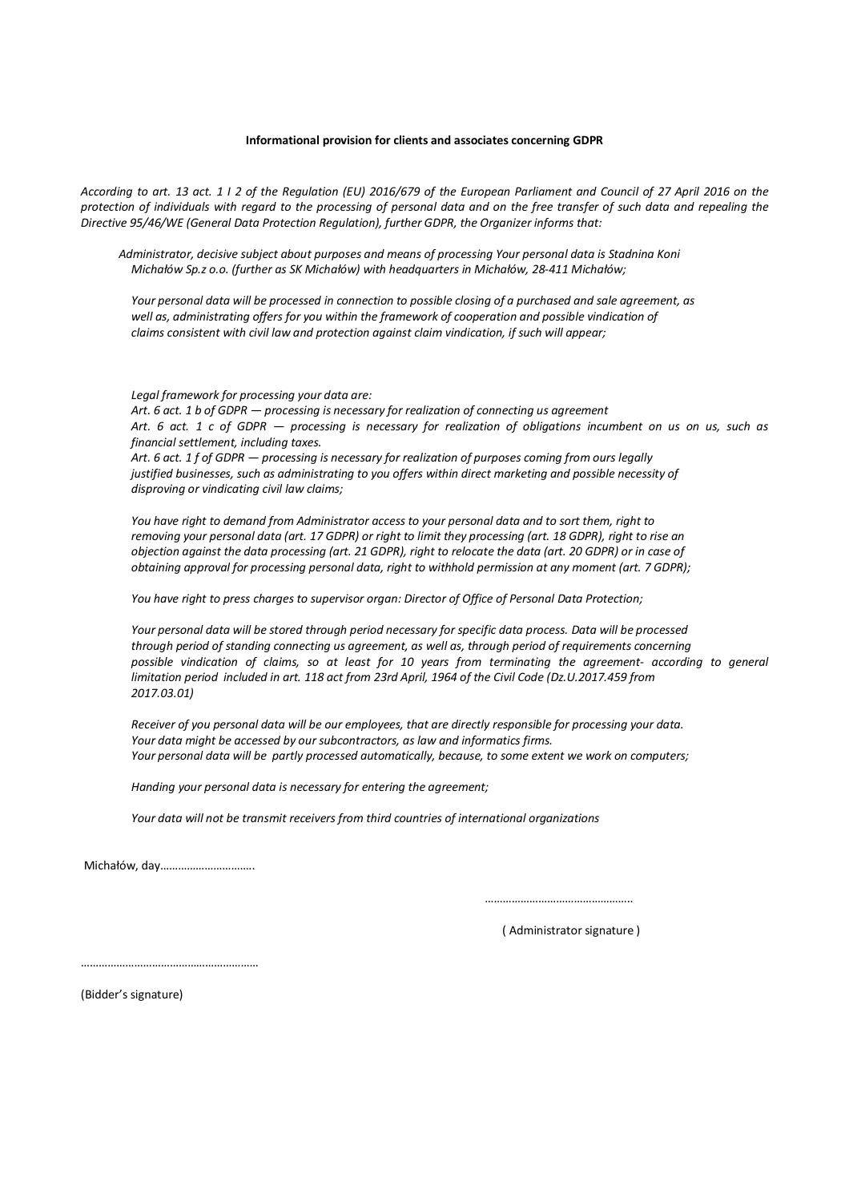**Informational provision for clients and associates concerning GDPR**

*According to art. 13 act. 1 I 2 of the Regulation (EU) 2016/679 of the European Parliament and Council of 27 April 2016 on the protection of individuals with regard to the processing of personal data and on the free transfer of such data and repealing the Directive 95/46/WE (General Data Protection Regulation), further GDPR, the Organizer informs that:*

*Administrator, decisive subject about purposes and means of processing Your personal data is Stadnina Koni Michałów Sp.z o.o. (further as SK Michałów) with headquarters in Michałów, 28-411 Michałów;*

*Your personal data will be processed in connection to possible closing of a purchased and sale agreement, as well as, administrating offers for you within the framework of cooperation and possible vindication of claims consistent with civil law and protection against claim vindication, if such will appear;*

*Legal framework for processing your data are:*
*Art. 6 act. 1 b of GDPR — processing is necessary for realization of connecting us agreement*
*Art. 6 act. 1 c of GDPR — processing is necessary for realization of obligations incumbent on us on us, such as financial settlement, including taxes.*
*Art. 6 act. 1 f of GDPR — processing is necessary for realization of purposes coming from ours legally justified businesses, such as administrating to you offers within direct marketing and possible necessity of disproving or vindicating civil law claims;*

*You have right to demand from Administrator access to your personal data and to sort them, right to removing your personal data (art. 17 GDPR) or right to limit they processing (art. 18 GDPR), right to rise an objection against the data processing (art. 21 GDPR), right to relocate the data (art. 20 GDPR) or in case of obtaining approval for processing personal data, right to withhold permission at any moment (art. 7 GDPR);*

*You have right to press charges to supervisor organ: Director of Office of Personal Data Protection;*

*Your personal data will be stored through period necessary for specific data process. Data will be processed through period of standing connecting us agreement, as well as, through period of requirements concerning possible vindication of claims, so at least for 10 years from terminating the agreement- according to general limitation period included in art. 118 act from 23rd April, 1964 of the Civil Code (Dz.U.2017.459 from 2017.03.01)*

*Receiver of you personal data will be our employees, that are directly responsible for processing your data. Your data might be accessed by our subcontractors, as law and informatics firms. Your personal data will be partly processed automatically, because, to some extent we work on computers;*

*Handing your personal data is necessary for entering the agreement;*

*Your data will not be transmit receivers from third countries of international organizations*

Michałów, day…………………………..

…………………………………………..

( Administrator signature )

…………………………………………………

(Bidder's signature)